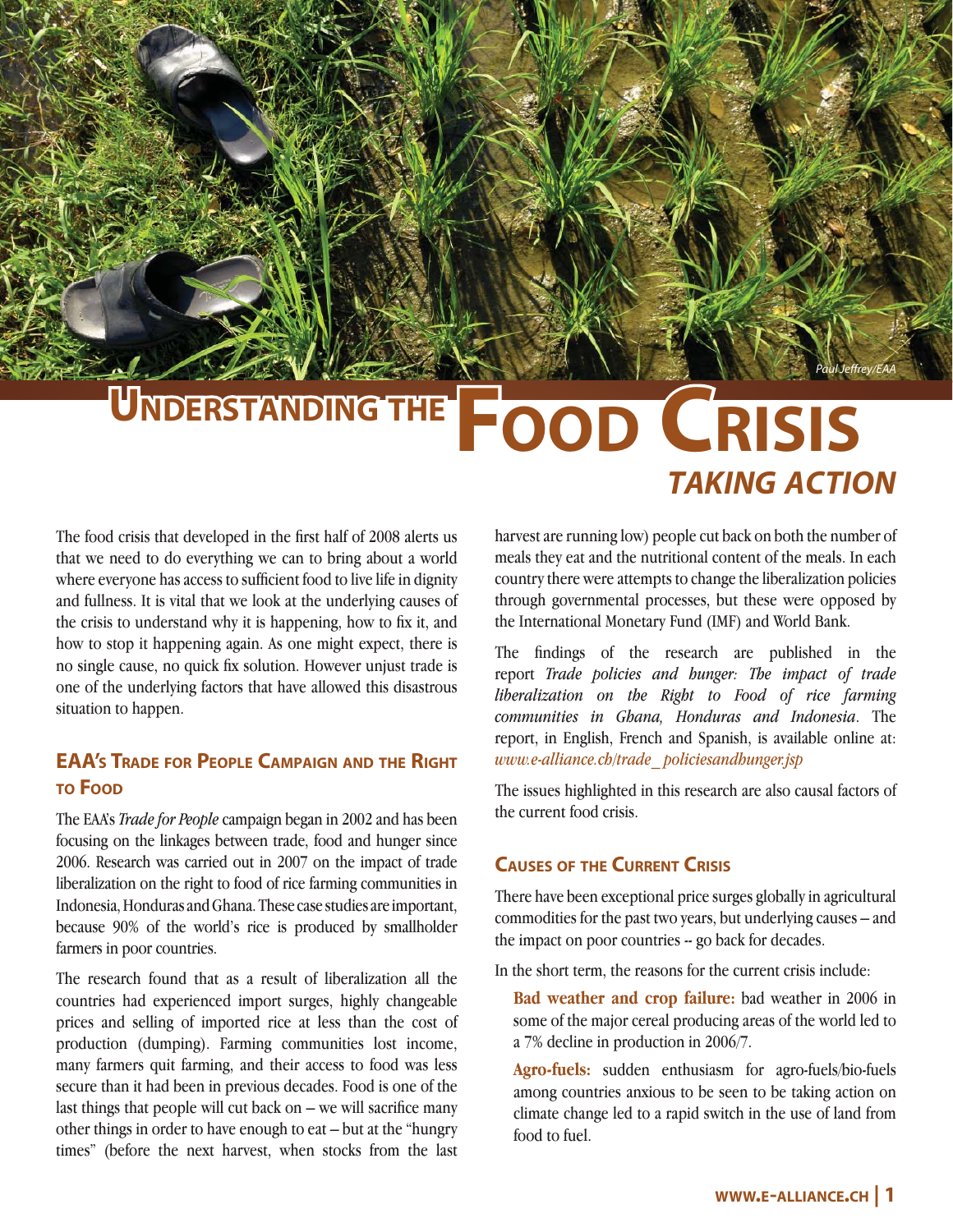# Understanding the Food Crisis

## Taking Action

The food crisis that developed in the first half of 2008 alerts us that we need to do everything we can to bring about a world where everyone has access to sufficient food to live life in dignity and fullness. It is vital that we look at the underlying causes of the crisis to understand why it is happening, how to fix it, and how to stop it happening again. As one might expect, there is no single cause, no quick fix solution. However unjust trade is one of the underlying factors that have allowed this disastrous situation to happen.

### EAA's Trade for People Campaign and the Right to Food

The EAA's *Trade for People* campaign began in 2002 and has been focusing on the linkages between trade, food and hunger since 2006. Research was carried out in 2007 on the impact of trade liberalization on the right to food of rice farming communities in Indonesia, Honduras and Ghana. These case studies are important, because 90% of the world's rice is produced by smallholder farmers in poor countries.

The research found that as a result of liberalization all the countries had experienced import surges, highly changeable prices and selling of imported rice at less than the cost of production (dumping). Farming communities lost income, many farmers quit farming, and their access to food was less secure than it had been in previous decades. Food is one of the last things that people will cut back on – we will sacrifice many other things in order to have enough to eat – but at the "hungry times" (before the next harvest, when stocks from the last harvest are running low) people cut back on both the number of meals they eat and the nutritional content of the meals. In each country there were attempts to change the liberalization policies through governmental processes, but these were opposed by the International Monetary Fund (IMF) and World Bank.

The findings of the research are published in the report *Trade policies and hunger: The impact of trade liberalization on the Right to Food of rice farming communities in Ghana, Honduras and Indonesia*. The report, in English, French and Spanish, is available online at: *www.e-alliance.ch/trade_policiesandhunger.jsp*

The issues highlighted in this research are also causal factors of the current food crisis.

### Causes of the Current Crisis

There have been exceptional price surges globally in agricultural commodities for the past two years, but underlying causes – and the impact on poor countries -- go back for decades.

In the short term, the reasons for the current crisis include:

**Bad weather and crop failure:** bad weather in 2006 in some of the major cereal producing areas of the world led to a 7% decline in production in 2006/7.

**Agro-fuels:** sudden enthusiasm for agro-fuels/bio-fuels among countries anxious to be seen to be taking action on climate change led to a rapid switch in the use of land from food to fuel.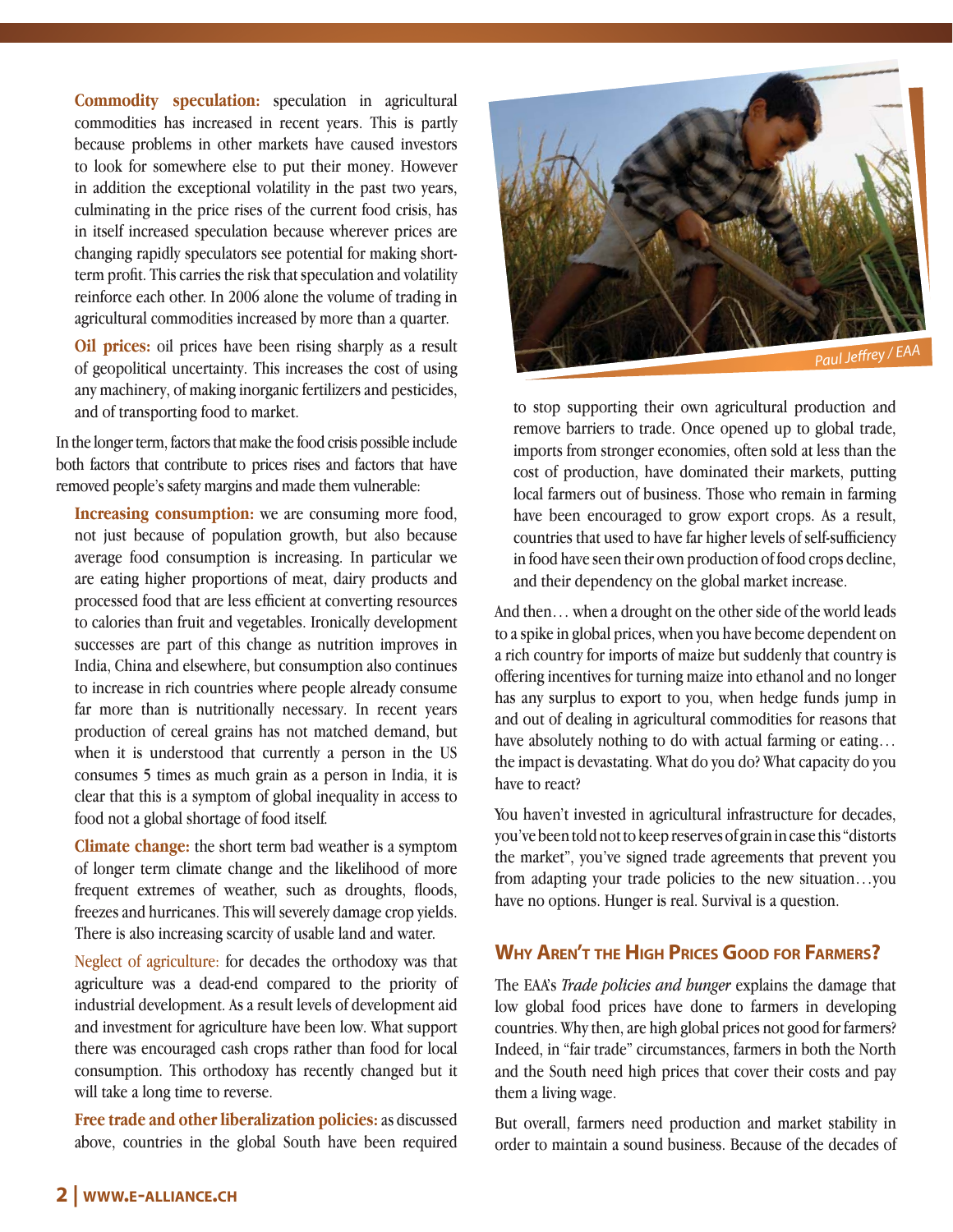**Commodity speculation:** speculation in agricultural commodities has increased in recent years. This is partly because problems in other markets have caused investors to look for somewhere else to put their money. However in addition the exceptional volatility in the past two years, culminating in the price rises of the current food crisis, has in itself increased speculation because wherever prices are changing rapidly speculators see potential for making short-term profit. This carries the risk that speculation and volatility reinforce each other. In 2006 alone the volume of trading in agricultural commodities increased by more than a quarter.

**Oil prices:** oil prices have been rising sharply as a result of geopolitical uncertainty. This increases the cost of using any machinery, of making inorganic fertilizers and pesticides, and of transporting food to market.

In the longer term, factors that make the food crisis possible include both factors that contribute to prices rises and factors that have removed people's safety margins and made them vulnerable:

**Increasing consumption:** we are consuming more food, not just because of population growth, but also because average food consumption is increasing. In particular we are eating higher proportions of meat, dairy products and processed food that are less efficient at converting resources to calories than fruit and vegetables. Ironically development successes are part of this change as nutrition improves in India, China and elsewhere, but consumption also continues to increase in rich countries where people already consume far more than is nutritionally necessary. In recent years production of cereal grains has not matched demand, but when it is understood that currently a person in the US consumes 5 times as much grain as a person in India, it is clear that this is a symptom of global inequality in access to food not a global shortage of food itself.

**Climate change:** the short term bad weather is a symptom of longer term climate change and the likelihood of more frequent extremes of weather, such as droughts, floods, freezes and hurricanes. This will severely damage crop yields. There is also increasing scarcity of usable land and water.

Neglect of agriculture: for decades the orthodoxy was that agriculture was a dead-end compared to the priority of industrial development. As a result levels of development aid and investment for agriculture have been low. What support there was encouraged cash crops rather than food for local consumption. This orthodoxy has recently changed but it will take a long time to reverse.

**Free trade and other liberalization policies:** as discussed above, countries in the global South have been required to stop supporting their own agricultural production and remove barriers to trade. Once opened up to global trade, imports from stronger economies, often sold at less than the cost of production, have dominated their markets, putting local farmers out of business. Those who remain in farming have been encouraged to grow export crops. As a result, countries that used to have far higher levels of self-sufficiency in food have seen their own production of food crops decline, and their dependency on the global market increase.

Paul Jeffrey / EAA

And then… when a drought on the other side of the world leads to a spike in global prices, when you have become dependent on a rich country for imports of maize but suddenly that country is offering incentives for turning maize into ethanol and no longer has any surplus to export to you, when hedge funds jump in and out of dealing in agricultural commodities for reasons that have absolutely nothing to do with actual farming or eating… the impact is devastating. What do you do? What capacity do you have to react?

You haven't invested in agricultural infrastructure for decades, you've been told not to keep reserves of grain in case this "distorts the market", you've signed trade agreements that prevent you from adapting your trade policies to the new situation…you have no options. Hunger is real. Survival is a question.

## Why Aren't the High Prices Good for Farmers?

The EAA's *Trade policies and hunger* explains the damage that low global food prices have done to farmers in developing countries. Why then, are high global prices not good for farmers? Indeed, in "fair trade" circumstances, farmers in both the North and the South need high prices that cover their costs and pay them a living wage.

But overall, farmers need production and market stability in order to maintain a sound business. Because of the decades of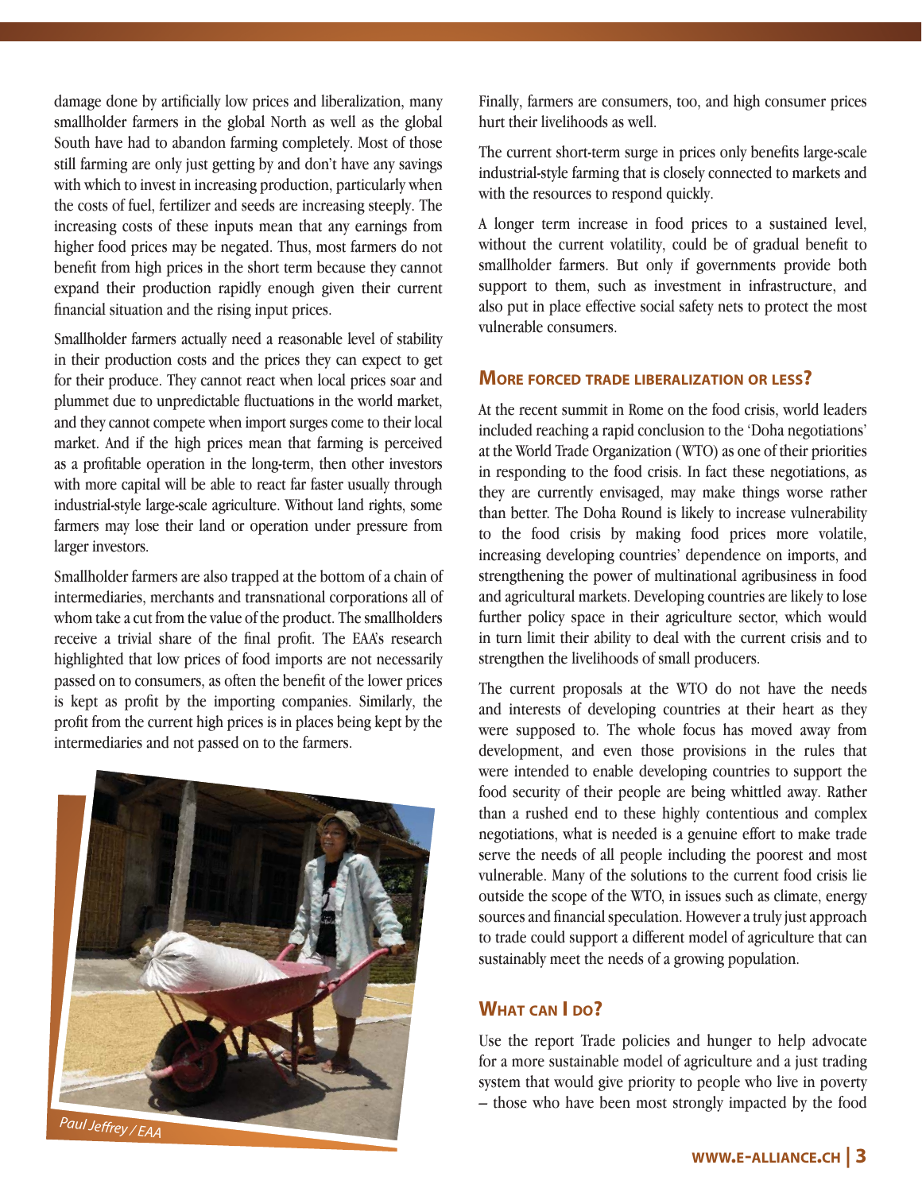damage done by artificially low prices and liberalization, many smallholder farmers in the global North as well as the global South have had to abandon farming completely. Most of those still farming are only just getting by and don't have any savings with which to invest in increasing production, particularly when the costs of fuel, fertilizer and seeds are increasing steeply. The increasing costs of these inputs mean that any earnings from higher food prices may be negated. Thus, most farmers do not benefit from high prices in the short term because they cannot expand their production rapidly enough given their current financial situation and the rising input prices.

Smallholder farmers actually need a reasonable level of stability in their production costs and the prices they can expect to get for their produce. They cannot react when local prices soar and plummet due to unpredictable fluctuations in the world market, and they cannot compete when import surges come to their local market. And if the high prices mean that farming is perceived as a profitable operation in the long-term, then other investors with more capital will be able to react far faster usually through industrial-style large-scale agriculture. Without land rights, some farmers may lose their land or operation under pressure from larger investors.

Smallholder farmers are also trapped at the bottom of a chain of intermediaries, merchants and transnational corporations all of whom take a cut from the value of the product. The smallholders receive a trivial share of the final profit. The EAA's research highlighted that low prices of food imports are not necessarily passed on to consumers, as often the benefit of the lower prices is kept as profit by the importing companies. Similarly, the profit from the current high prices is in places being kept by the intermediaries and not passed on to the farmers.

*Paul Jeffrey / EAA*

Finally, farmers are consumers, too, and high consumer prices hurt their livelihoods as well.

The current short-term surge in prices only benefits large-scale industrial-style farming that is closely connected to markets and with the resources to respond quickly.

A longer term increase in food prices to a sustained level, without the current volatility, could be of gradual benefit to smallholder farmers. But only if governments provide both support to them, such as investment in infrastructure, and also put in place effective social safety nets to protect the most vulnerable consumers.

## More forced trade liberalization or less?

At the recent summit in Rome on the food crisis, world leaders included reaching a rapid conclusion to the 'Doha negotiations' at the World Trade Organization (WTO) as one of their priorities in responding to the food crisis. In fact these negotiations, as they are currently envisaged, may make things worse rather than better. The Doha Round is likely to increase vulnerability to the food crisis by making food prices more volatile, increasing developing countries' dependence on imports, and strengthening the power of multinational agribusiness in food and agricultural markets. Developing countries are likely to lose further policy space in their agriculture sector, which would in turn limit their ability to deal with the current crisis and to strengthen the livelihoods of small producers.

The current proposals at the WTO do not have the needs and interests of developing countries at their heart as they were supposed to. The whole focus has moved away from development, and even those provisions in the rules that were intended to enable developing countries to support the food security of their people are being whittled away. Rather than a rushed end to these highly contentious and complex negotiations, what is needed is a genuine effort to make trade serve the needs of all people including the poorest and most vulnerable. Many of the solutions to the current food crisis lie outside the scope of the WTO, in issues such as climate, energy sources and financial speculation. However a truly just approach to trade could support a different model of agriculture that can sustainably meet the needs of a growing population.

## What can I do?

Use the report Trade policies and hunger to help advocate for a more sustainable model of agriculture and a just trading system that would give priority to people who live in poverty – those who have been most strongly impacted by the food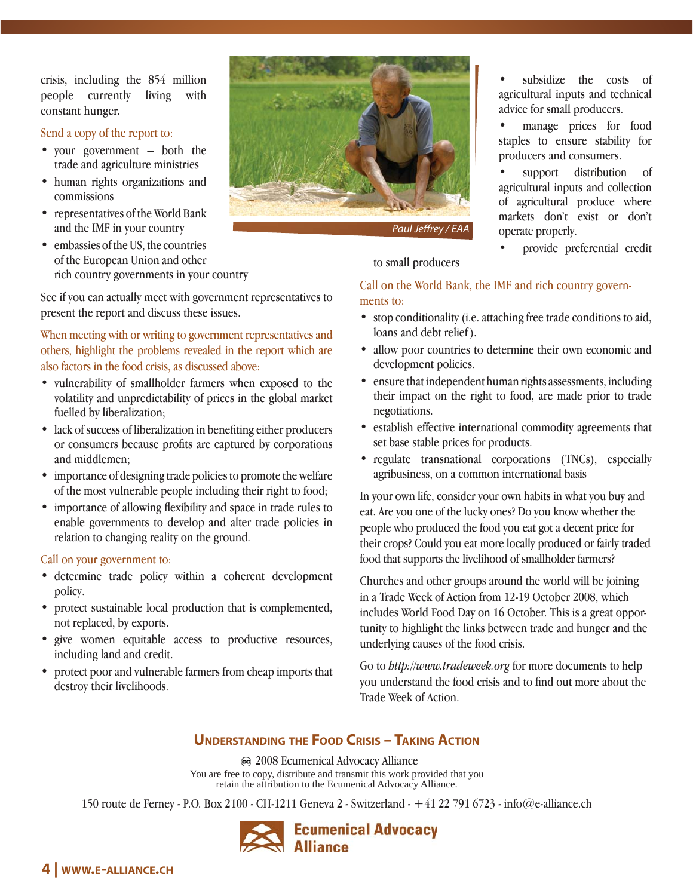crisis, including the 854 million people currently living with constant hunger.

Send a copy of the report to:

- your government – both the trade and agriculture ministries
- human rights organizations and commissions
- representatives of the World Bank and the IMF in your country
- embassies of the US, the countries of the European Union and other rich country governments in your country

See if you can actually meet with government representatives to present the report and discuss these issues.

When meeting with or writing to government representatives and others, highlight the problems revealed in the report which are also factors in the food crisis, as discussed above:

- vulnerability of smallholder farmers when exposed to the volatility and unpredictability of prices in the global market fuelled by liberalization;
- lack of success of liberalization in benefiting either producers or consumers because profits are captured by corporations and middlemen;
- importance of designing trade policies to promote the welfare of the most vulnerable people including their right to food;
- importance of allowing flexibility and space in trade rules to enable governments to develop and alter trade policies in relation to changing reality on the ground.

Call on your government to:

- determine trade policy within a coherent development policy.
- protect sustainable local production that is complemented, not replaced, by exports.
- give women equitable access to productive resources, including land and credit.
- protect poor and vulnerable farmers from cheap imports that destroy their livelihoods.

Paul Jeffrey / EAA

- subsidize the costs of agricultural inputs and technical advice for small producers.
- manage prices for food staples to ensure stability for producers and consumers.
- support distribution of agricultural inputs and collection of agricultural produce where markets don't exist or don't operate properly.
- provide preferential credit to small producers

Call on the World Bank, the IMF and rich country governments to:

- stop conditionality (i.e. attaching free trade conditions to aid, loans and debt relief).
- allow poor countries to determine their own economic and development policies.
- ensure that independent human rights assessments, including their impact on the right to food, are made prior to trade negotiations.
- establish effective international commodity agreements that set base stable prices for products.
- regulate transnational corporations (TNCs), especially agribusiness, on a common international basis

In your own life, consider your own habits in what you buy and eat. Are you one of the lucky ones? Do you know whether the people who produced the food you eat got a decent price for their crops? Could you eat more locally produced or fairly traded food that supports the livelihood of smallholder farmers?

Churches and other groups around the world will be joining in a Trade Week of Action from 12-19 October 2008, which includes World Food Day on 16 October. This is a great opportunity to highlight the links between trade and hunger and the underlying causes of the food crisis.

Go to *http://www.tradeweek.org* for more documents to help you understand the food crisis and to find out more about the Trade Week of Action.

## Understanding the Food Crisis – Taking Action

© 2008 Ecumenical Advocacy Alliance

You are free to copy, distribute and transmit this work provided that you retain the attribution to the Ecumenical Advocacy Alliance.

150 route de Ferney - P.O. Box 2100 - CH-1211 Geneva 2 - Switzerland - +41 22 791 6723 - info@e-alliance.ch

Ecumenical Advocacy Alliance